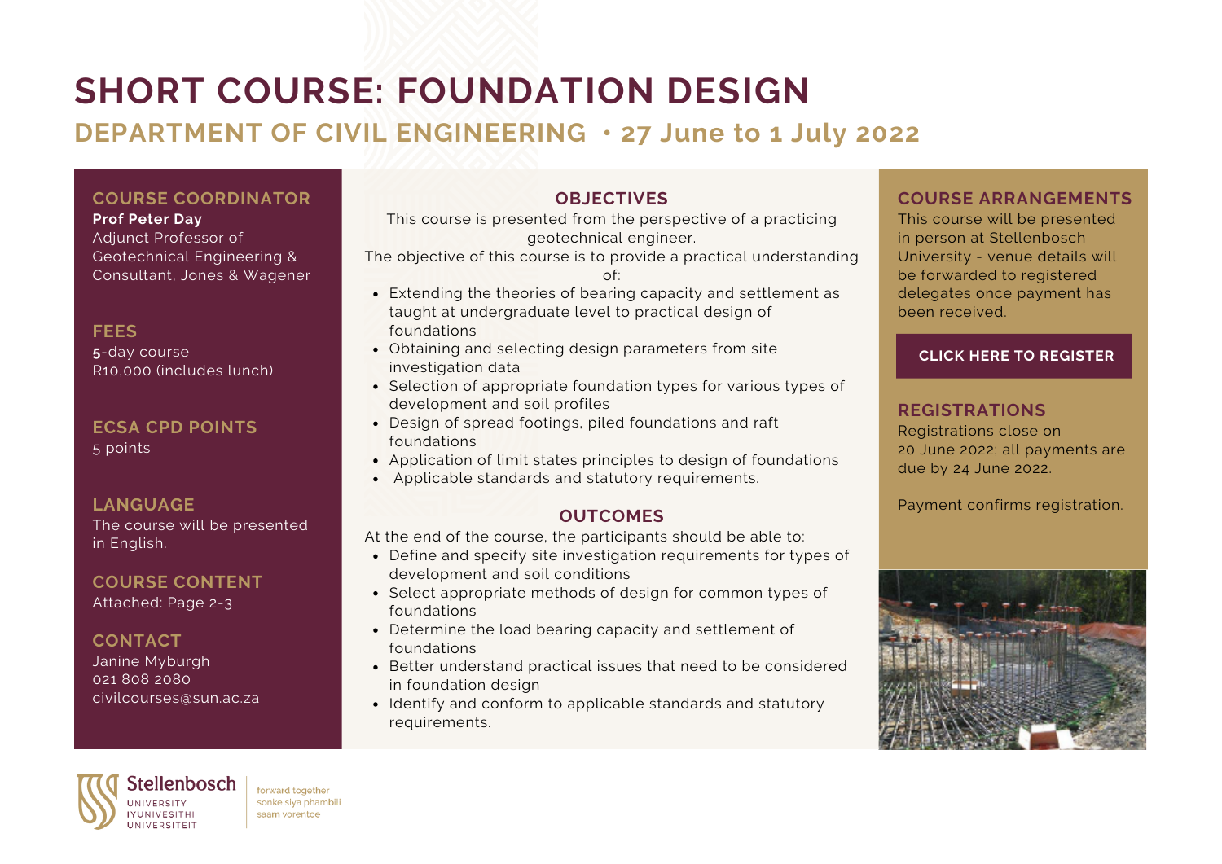# SHORT COURSE: FOUNDATION DESIGN

## DEPARTMENT OF CIVIL ENGINEERING • 27 June to 1 July 2022

### COURSE COORDINATOR

**Prof Peter Day**
Adjunct Professor of Geotechnical Engineering & Consultant, Jones & Wagener

### FEES

**5**-day course
R10,000 (includes lunch)

### ECSA CPD POINTS

5 points

### LANGUAGE

The course will be presented in English.

### COURSE CONTENT

Attached: Page 2-3

### CONTACT

Janine Myburgh
021 808 2080
civilcourses@sun.ac.za

### OBJECTIVES

This course is presented from the perspective of a practicing geotechnical engineer.

The objective of this course is to provide a practical understanding of:

- Extending the theories of bearing capacity and settlement as taught at undergraduate level to practical design of foundations
- Obtaining and selecting design parameters from site investigation data
- Selection of appropriate foundation types for various types of development and soil profiles
- Design of spread footings, piled foundations and raft foundations
- Application of limit states principles to design of foundations
- Applicable standards and statutory requirements.

### OUTCOMES

At the end of the course, the participants should be able to:

- Define and specify site investigation requirements for types of development and soil conditions
- Select appropriate methods of design for common types of foundations
- Determine the load bearing capacity and settlement of foundations
- Better understand practical issues that need to be considered in foundation design
- Identify and conform to applicable standards and statutory requirements.

### COURSE ARRANGEMENTS

This course will be presented in person at Stellenbosch University - venue details will be forwarded to registered delegates once payment has been received.

**CLICK HERE TO REGISTER**

### REGISTRATIONS

Registrations close on 20 June 2022; all payments are due by 24 June 2022.

Payment confirms registration.

Stellenbosch University Iyunivesithi Universiteit — forward together sonke siya phambili saam vorentoe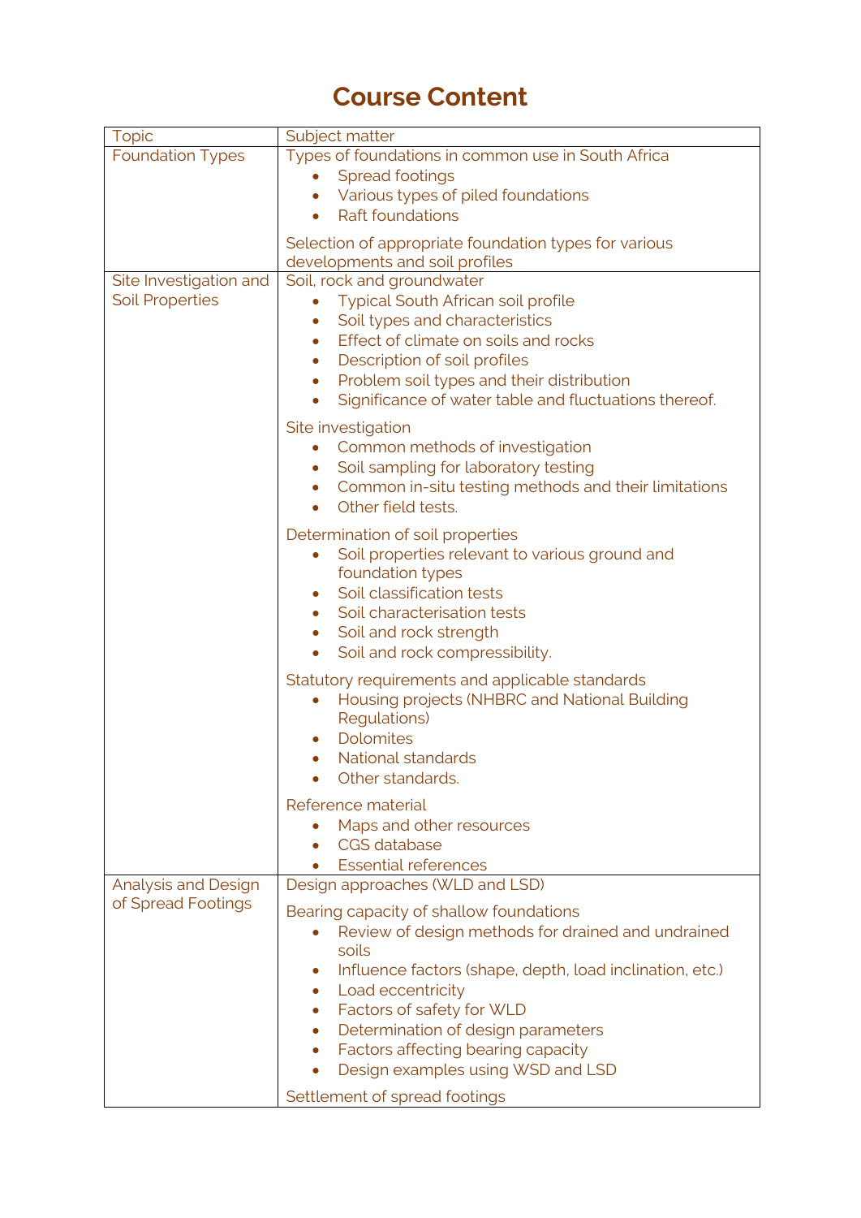# Course Content

| Topic | Subject matter |
|---|---|
| Foundation Types | Types of foundations in common use in South Africa<br>• Spread footings<br>• Various types of piled foundations<br>• Raft foundations<br><br>Selection of appropriate foundation types for various developments and soil profiles |
| Site Investigation and Soil Properties | Soil, rock and groundwater<br>• Typical South African soil profile<br>• Soil types and characteristics<br>• Effect of climate on soils and rocks<br>• Description of soil profiles<br>• Problem soil types and their distribution<br>• Significance of water table and fluctuations thereof.<br><br>Site investigation<br>• Common methods of investigation<br>• Soil sampling for laboratory testing<br>• Common in-situ testing methods and their limitations<br>• Other field tests.<br><br>Determination of soil properties<br>• Soil properties relevant to various ground and foundation types<br>• Soil classification tests<br>• Soil characterisation tests<br>• Soil and rock strength<br>• Soil and rock compressibility.<br><br>Statutory requirements and applicable standards<br>• Housing projects (NHBRC and National Building Regulations)<br>• Dolomites<br>• National standards<br>• Other standards.<br><br>Reference material<br>• Maps and other resources<br>• CGS database<br>• Essential references |
| Analysis and Design of Spread Footings | Design approaches (WLD and LSD)<br><br>Bearing capacity of shallow foundations<br>• Review of design methods for drained and undrained soils<br>• Influence factors (shape, depth, load inclination, etc.)<br>• Load eccentricity<br>• Factors of safety for WLD<br>• Determination of design parameters<br>• Factors affecting bearing capacity<br>• Design examples using WSD and LSD<br><br>Settlement of spread footings |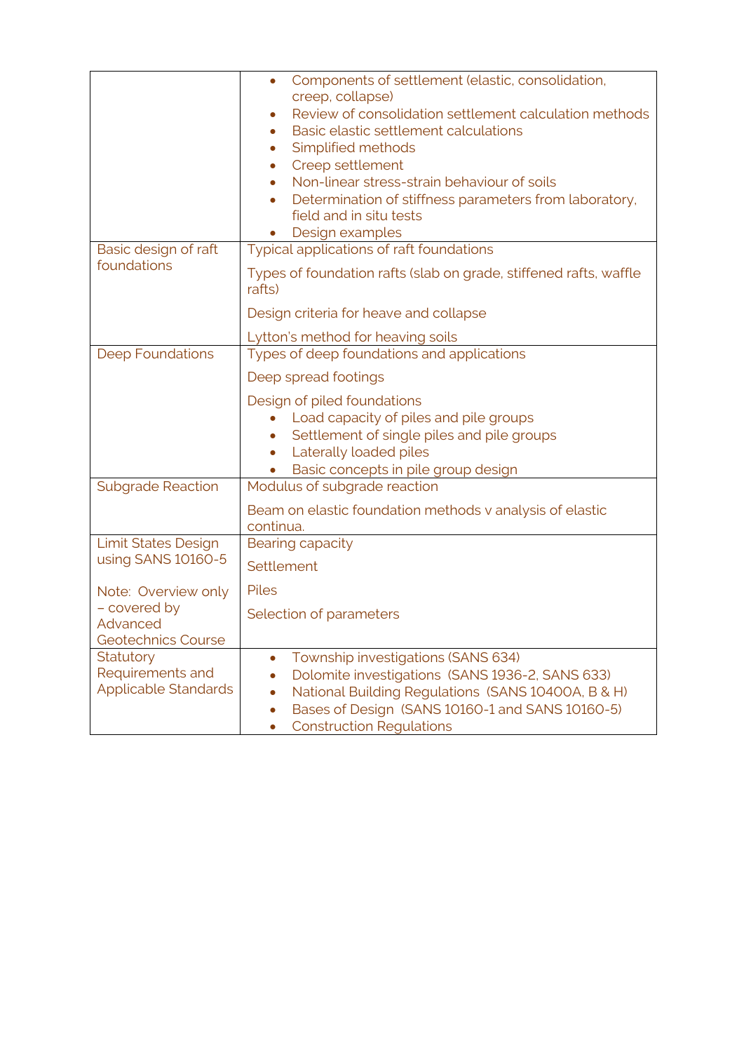| | |
|---|---|
| | • Components of settlement (elastic, consolidation, creep, collapse)<br>• Review of consolidation settlement calculation methods<br>• Basic elastic settlement calculations<br>• Simplified methods<br>• Creep settlement<br>• Non-linear stress-strain behaviour of soils<br>• Determination of stiffness parameters from laboratory, field and in situ tests<br>• Design examples |
| Basic design of raft foundations | Typical applications of raft foundations<br><br>Types of foundation rafts (slab on grade, stiffened rafts, waffle rafts)<br><br>Design criteria for heave and collapse<br><br>Lytton's method for heaving soils |
| Deep Foundations | Types of deep foundations and applications<br><br>Deep spread footings<br><br>Design of piled foundations<br>• Load capacity of piles and pile groups<br>• Settlement of single piles and pile groups<br>• Laterally loaded piles<br>• Basic concepts in pile group design |
| Subgrade Reaction | Modulus of subgrade reaction<br><br>Beam on elastic foundation methods v analysis of elastic continua. |
| Limit States Design using SANS 10160-5<br><br>Note: Overview only – covered by Advanced Geotechnics Course | Bearing capacity<br><br>Settlement<br><br>Piles<br><br>Selection of parameters |
| Statutory Requirements and Applicable Standards | • Township investigations (SANS 634)<br>• Dolomite investigations (SANS 1936-2, SANS 633)<br>• National Building Regulations (SANS 10400A, B & H)<br>• Bases of Design (SANS 10160-1 and SANS 10160-5)<br>• Construction Regulations |